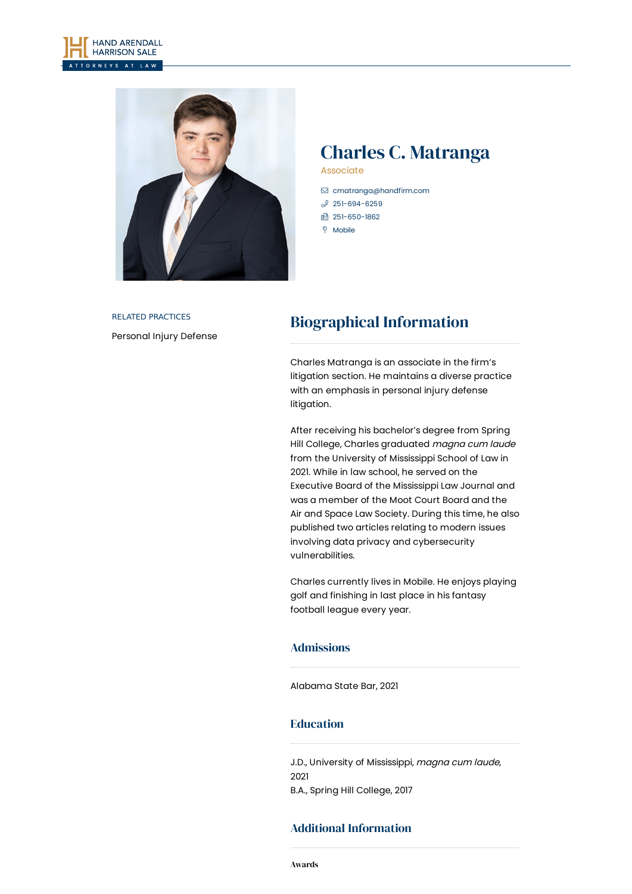HAND ARENDALL HARRISON SALE
ATTORNEYS AT LAW

# Charles C. Matranga

Associate

- cmatranga@handfirm.com
- 251-694-6259
- 251-650-1862
- Mobile

RELATED PRACTICES

Personal Injury Defense

## Biographical Information

Charles Matranga is an associate in the firm's litigation section. He maintains a diverse practice with an emphasis in personal injury defense litigation.

After receiving his bachelor's degree from Spring Hill College, Charles graduated *magna cum laude* from the University of Mississippi School of Law in 2021. While in law school, he served on the Executive Board of the Mississippi Law Journal and was a member of the Moot Court Board and the Air and Space Law Society. During this time, he also published two articles relating to modern issues involving data privacy and cybersecurity vulnerabilities.

Charles currently lives in Mobile. He enjoys playing golf and finishing in last place in his fantasy football league every year.

### Admissions

Alabama State Bar, 2021

### Education

J.D., University of Mississippi, *magna cum laude,* 2021
B.A., Spring Hill College, 2017

### Additional Information

**Awards**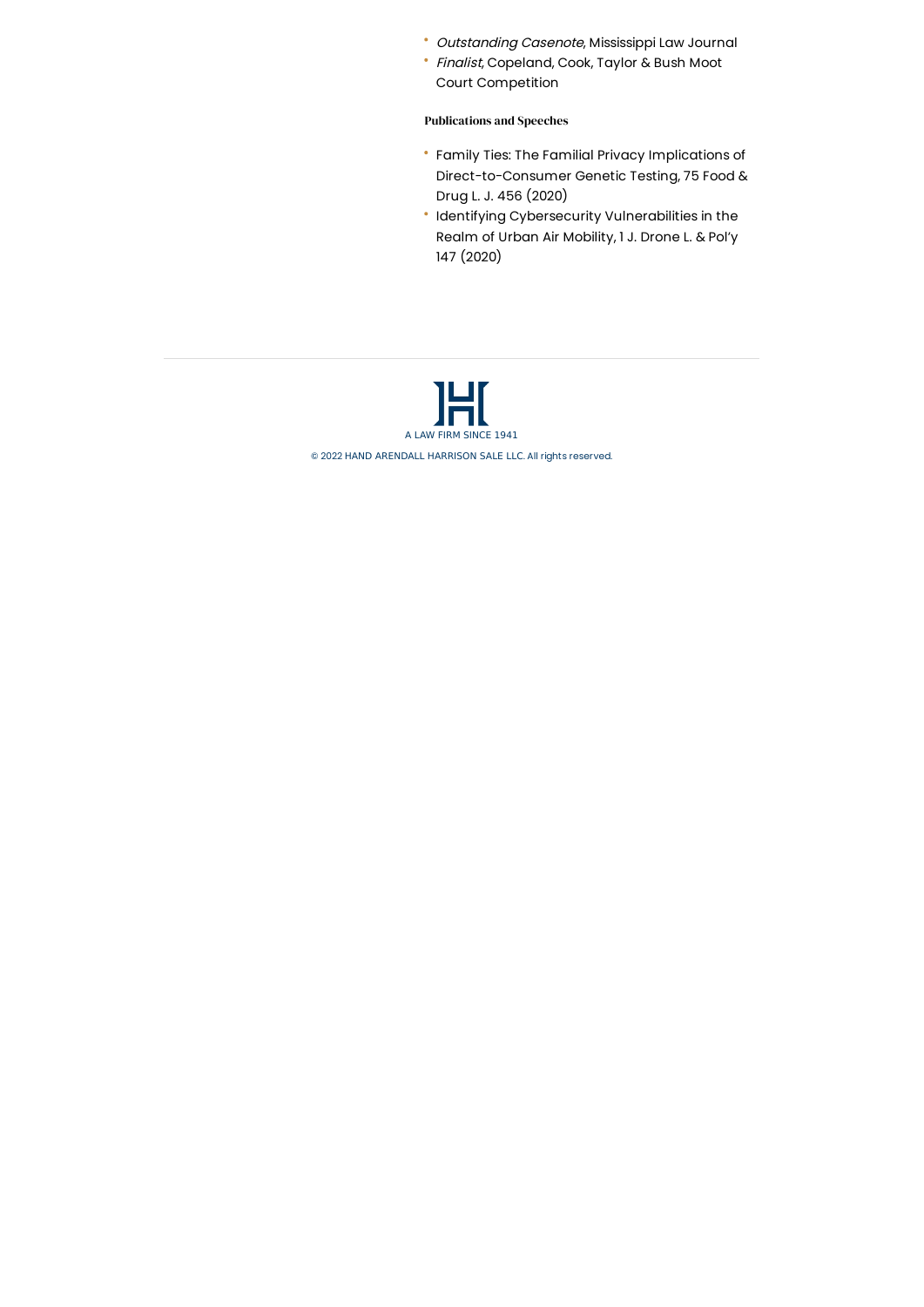- *Outstanding Casenote*, Mississippi Law Journal
- *Finalist*, Copeland, Cook, Taylor & Bush Moot Court Competition

**Publications and Speeches**

- Family Ties: The Familial Privacy Implications of Direct-to-Consumer Genetic Testing, 75 Food & Drug L. J. 456 (2020)
- Identifying Cybersecurity Vulnerabilities in the Realm of Urban Air Mobility, 1 J. Drone L. & Pol'y 147 (2020)

A LAW FIRM SINCE 1941

© 2022 HAND ARENDALL HARRISON SALE LLC. All rights reserved.